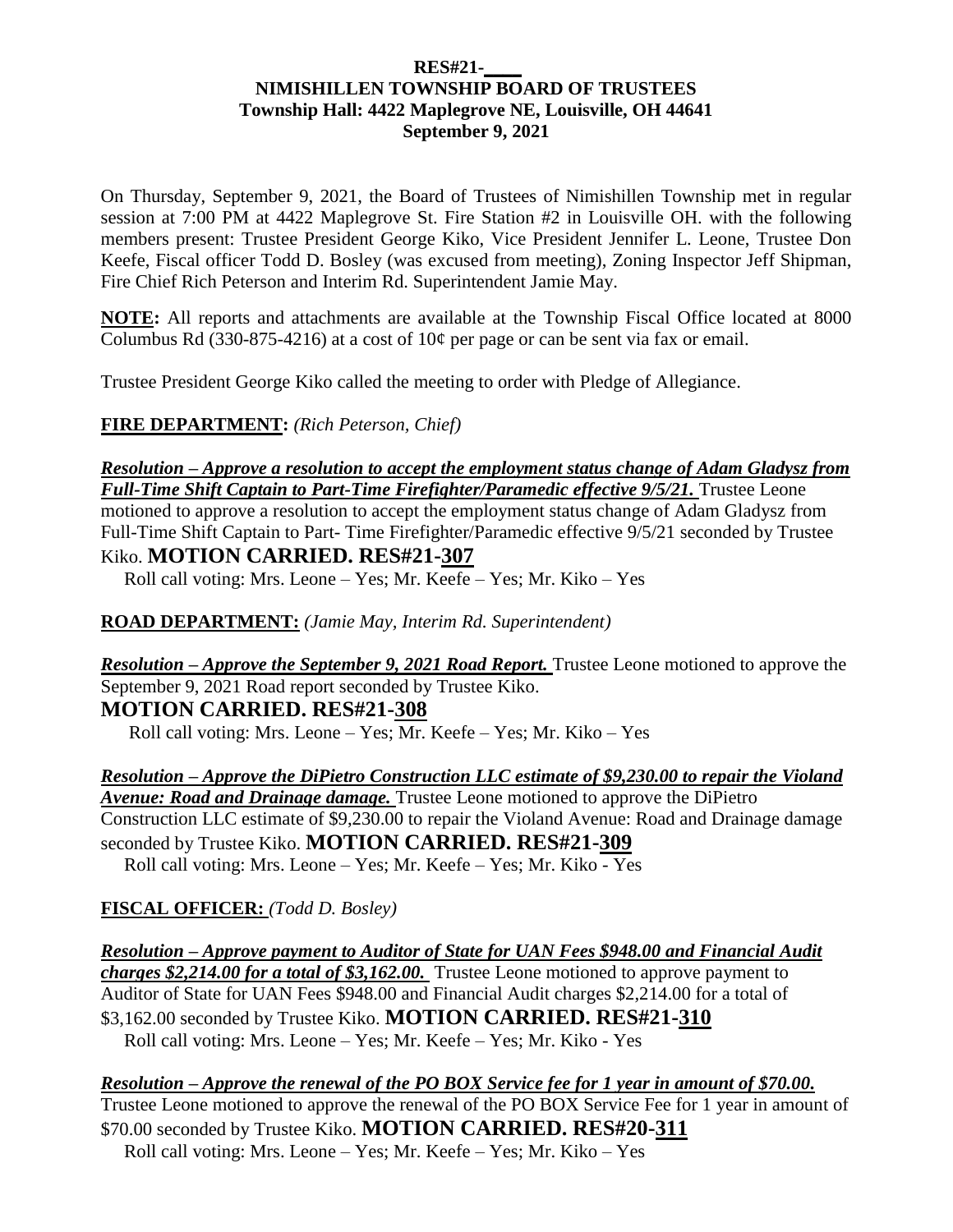**RES#21-\_\_\_\_**

**NIMISHILLEN TOWNSHIP BOARD OF TRUSTEES**

**Township Hall: 4422 Maplegrove NE, Louisville, OH 44641**

**September 9, 2021**

On Thursday, September 9, 2021, the Board of Trustees of Nimishillen Township met in regular session at 7:00 PM at 4422 Maplegrove St. Fire Station #2 in Louisville OH. with the following members present: Trustee President George Kiko, Vice President Jennifer L. Leone, Trustee Don Keefe, Fiscal officer Todd D. Bosley (was excused from meeting), Zoning Inspector Jeff Shipman, Fire Chief Rich Peterson and Interim Rd. Superintendent Jamie May.

**NOTE:** All reports and attachments are available at the Township Fiscal Office located at 8000 Columbus Rd (330-875-4216) at a cost of 10¢ per page or can be sent via fax or email.

Trustee President George Kiko called the meeting to order with Pledge of Allegiance.

**FIRE DEPARTMENT:** *(Rich Peterson, Chief)*

***Resolution – Approve a resolution to accept the employment status change of Adam Gladysz from Full-Time Shift Captain to Part-Time Firefighter/Paramedic effective 9/5/21.*** Trustee Leone motioned to approve a resolution to accept the employment status change of Adam Gladysz from Full-Time Shift Captain to Part- Time Firefighter/Paramedic effective 9/5/21 seconded by Trustee Kiko. **MOTION CARRIED. RES#21-307**

Roll call voting: Mrs. Leone – Yes; Mr. Keefe – Yes; Mr. Kiko – Yes

**ROAD DEPARTMENT:** *(Jamie May, Interim Rd. Superintendent)*

***Resolution – Approve the September 9, 2021 Road Report.*** Trustee Leone motioned to approve the September 9, 2021 Road report seconded by Trustee Kiko.
**MOTION CARRIED. RES#21-308**

Roll call voting: Mrs. Leone – Yes; Mr. Keefe – Yes; Mr. Kiko – Yes

***Resolution – Approve the DiPietro Construction LLC estimate of $9,230.00 to repair the Violand Avenue: Road and Drainage damage.*** Trustee Leone motioned to approve the DiPietro Construction LLC estimate of $9,230.00 to repair the Violand Avenue: Road and Drainage damage seconded by Trustee Kiko. **MOTION CARRIED. RES#21-309**

Roll call voting: Mrs. Leone – Yes; Mr. Keefe – Yes; Mr. Kiko - Yes

**FISCAL OFFICER:** *(Todd D. Bosley)*

***Resolution – Approve payment to Auditor of State for UAN Fees $948.00 and Financial Audit charges $2,214.00 for a total of $3,162.00.*** Trustee Leone motioned to approve payment to Auditor of State for UAN Fees $948.00 and Financial Audit charges $2,214.00 for a total of $3,162.00 seconded by Trustee Kiko. **MOTION CARRIED. RES#21-310**

Roll call voting: Mrs. Leone – Yes; Mr. Keefe – Yes; Mr. Kiko - Yes

***Resolution – Approve the renewal of the PO BOX Service fee for 1 year in amount of $70.00.*** Trustee Leone motioned to approve the renewal of the PO BOX Service Fee for 1 year in amount of $70.00 seconded by Trustee Kiko. **MOTION CARRIED. RES#20-311**

Roll call voting: Mrs. Leone – Yes; Mr. Keefe – Yes; Mr. Kiko – Yes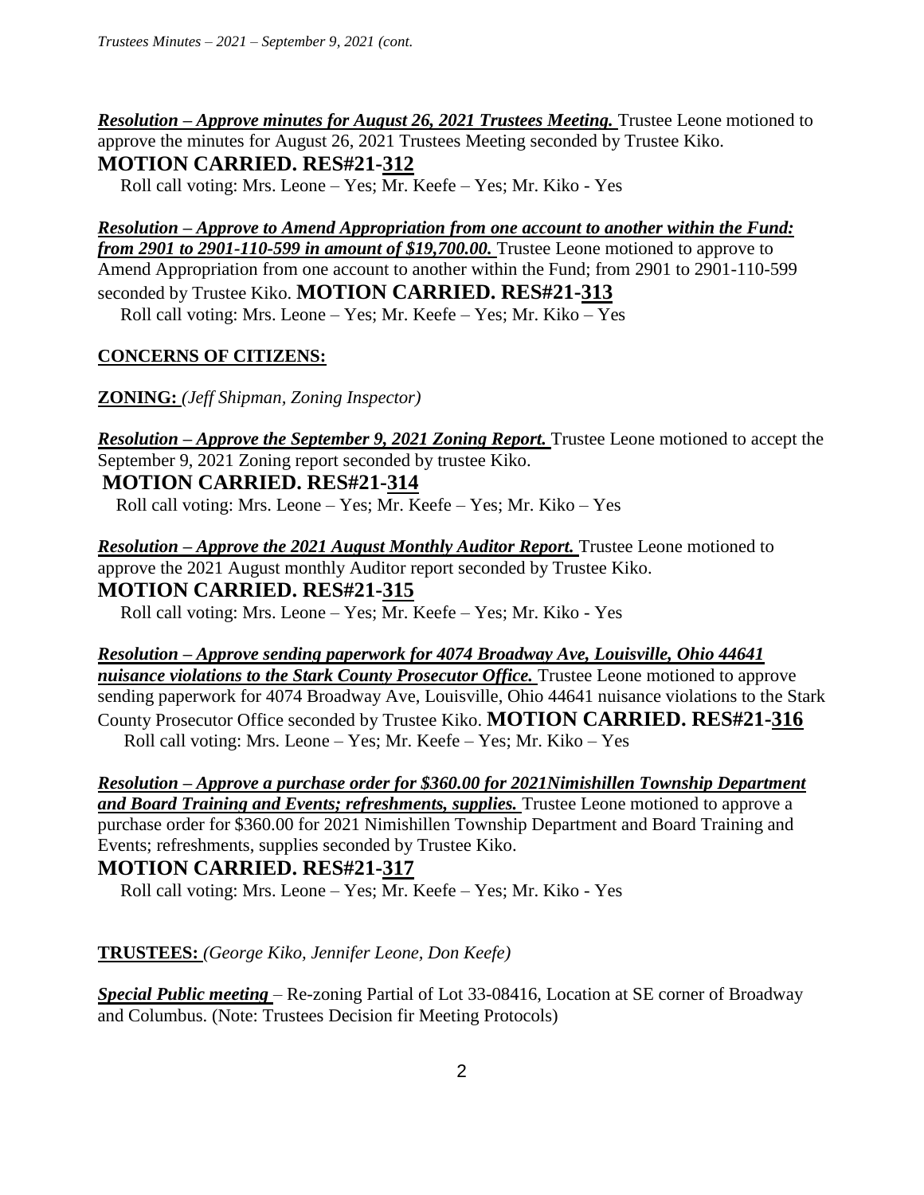***Resolution – Approve minutes for August 26, 2021 Trustees Meeting.*** Trustee Leone motioned to approve the minutes for August 26, 2021 Trustees Meeting seconded by Trustee Kiko.
**MOTION CARRIED. RES#21-312**
Roll call voting: Mrs. Leone – Yes; Mr. Keefe – Yes; Mr. Kiko - Yes

***Resolution – Approve to Amend Appropriation from one account to another within the Fund: from 2901 to 2901-110-599 in amount of $19,700.00.*** Trustee Leone motioned to approve to Amend Appropriation from one account to another within the Fund; from 2901 to 2901-110-599 seconded by Trustee Kiko. **MOTION CARRIED. RES#21-313**
Roll call voting: Mrs. Leone – Yes; Mr. Keefe – Yes; Mr. Kiko – Yes

**CONCERNS OF CITIZENS:**

**ZONING:** *(Jeff Shipman, Zoning Inspector)*

***Resolution – Approve the September 9, 2021 Zoning Report.*** Trustee Leone motioned to accept the September 9, 2021 Zoning report seconded by trustee Kiko.
**MOTION CARRIED. RES#21-314**
Roll call voting: Mrs. Leone – Yes; Mr. Keefe – Yes; Mr. Kiko – Yes

***Resolution – Approve the 2021 August Monthly Auditor Report.*** Trustee Leone motioned to approve the 2021 August monthly Auditor report seconded by Trustee Kiko.
**MOTION CARRIED. RES#21-315**
Roll call voting: Mrs. Leone – Yes; Mr. Keefe – Yes; Mr. Kiko - Yes

***Resolution – Approve sending paperwork for 4074 Broadway Ave, Louisville, Ohio 44641 nuisance violations to the Stark County Prosecutor Office.*** Trustee Leone motioned to approve sending paperwork for 4074 Broadway Ave, Louisville, Ohio 44641 nuisance violations to the Stark County Prosecutor Office seconded by Trustee Kiko. **MOTION CARRIED. RES#21-316**
Roll call voting: Mrs. Leone – Yes; Mr. Keefe – Yes; Mr. Kiko – Yes

***Resolution – Approve a purchase order for $360.00 for 2021Nimishillen Township Department and Board Training and Events; refreshments, supplies.*** Trustee Leone motioned to approve a purchase order for $360.00 for 2021 Nimishillen Township Department and Board Training and Events; refreshments, supplies seconded by Trustee Kiko.
**MOTION CARRIED. RES#21-317**
Roll call voting: Mrs. Leone – Yes; Mr. Keefe – Yes; Mr. Kiko - Yes

**TRUSTEES:** *(George Kiko, Jennifer Leone, Don Keefe)*

***Special Public meeting*** – Re-zoning Partial of Lot 33-08416, Location at SE corner of Broadway and Columbus. (Note: Trustees Decision fir Meeting Protocols)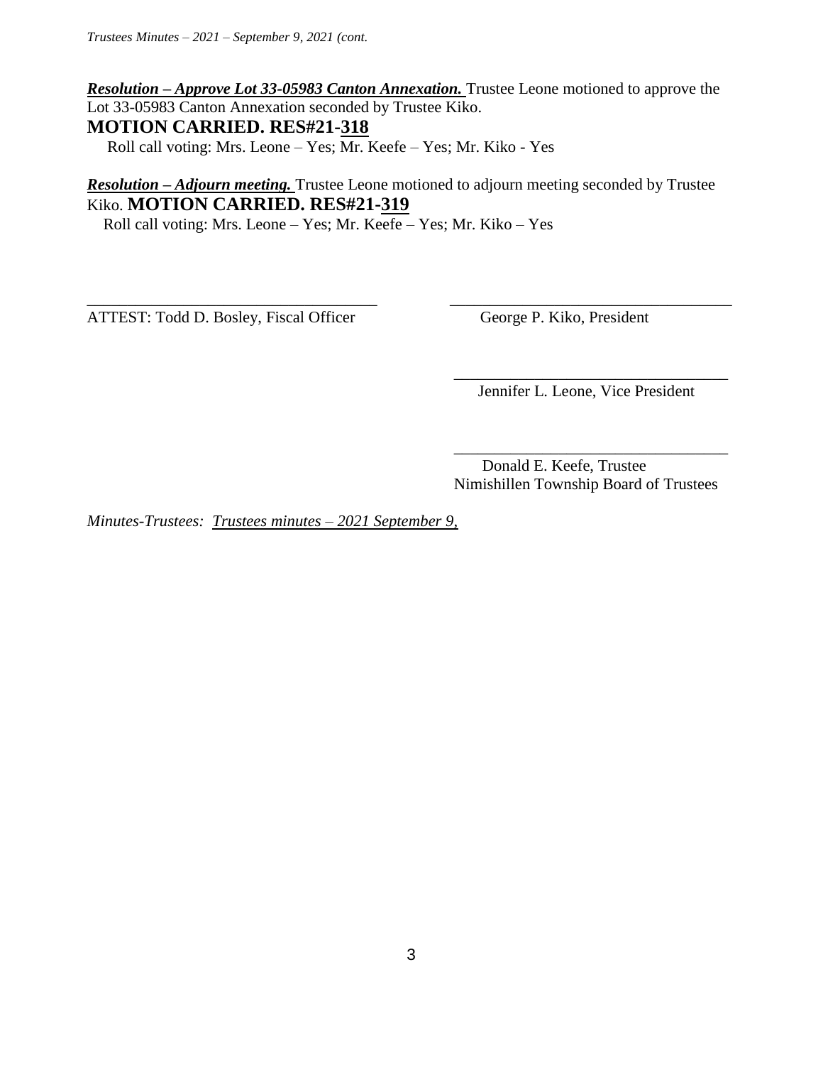***Resolution – Approve Lot 33-05983 Canton Annexation.*** Trustee Leone motioned to approve the Lot 33-05983 Canton Annexation seconded by Trustee Kiko.

**MOTION CARRIED. RES#21-318**

Roll call voting: Mrs. Leone – Yes; Mr. Keefe – Yes; Mr. Kiko - Yes

***Resolution – Adjourn meeting.*** Trustee Leone motioned to adjourn meeting seconded by Trustee Kiko. **MOTION CARRIED. RES#21-319**

Roll call voting: Mrs. Leone – Yes; Mr. Keefe – Yes; Mr. Kiko – Yes

___________________________________

ATTEST: Todd D. Bosley, Fiscal Officer

___________________________________

George P. Kiko, President

___________________________________

Jennifer L. Leone, Vice President

___________________________________

Donald E. Keefe, Trustee
Nimishillen Township Board of Trustees

*Minutes-Trustees: Trustees minutes – 2021 September 9,*